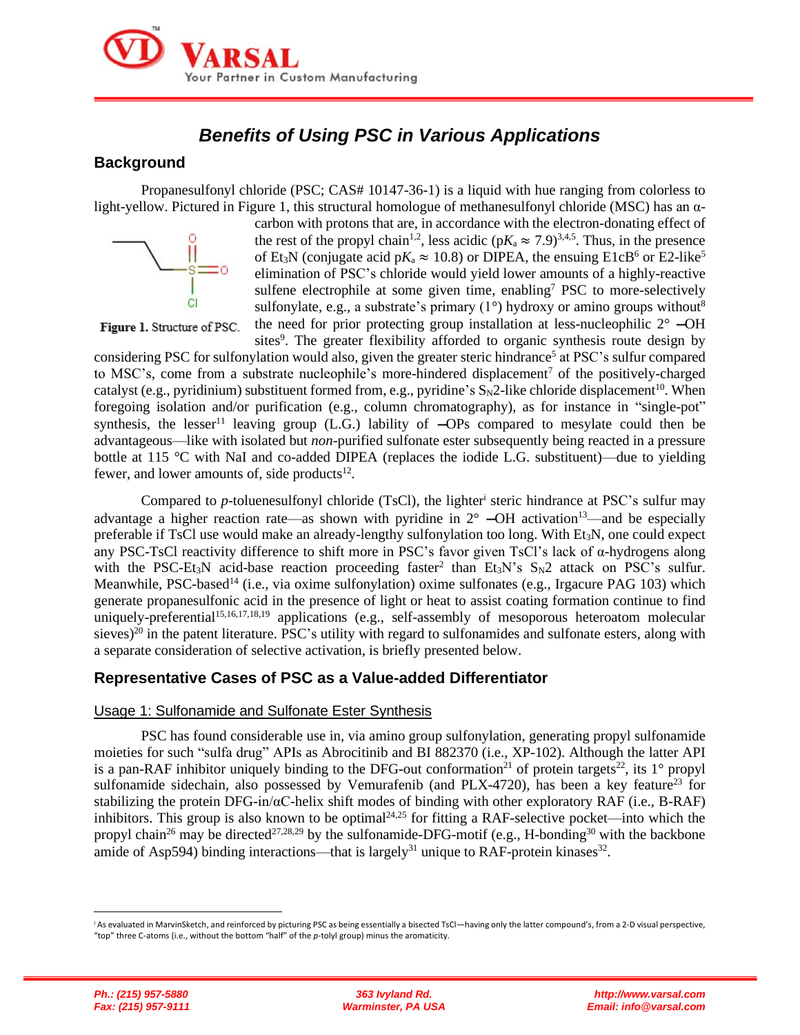# *Benefits of Using PSC in Various Applications*

## Background

Propanesulfonyl chloride (PSC; CAS# 10147-36-1) is a liquid with hue ranging from colorless to light-yellow. Pictured in Figure 1, this structural homologue of methanesulfonyl chloride (MSC) has an α-carbon with protons that are, in accordance with the electron-donating effect of the rest of the propyl chain[1,2], less acidic ($pK_a \approx 7.9$)[3,4,5]. Thus, in the presence of $Et_3N$ (conjugate acid $pK_a \approx 10.8$) or DIPEA, the ensuing E1cB[6] or E2-like[5] elimination of PSC's chloride would yield lower amounts of a highly-reactive sulfene electrophile at some given time, enabling[7] PSC to more-selectively sulfonylate, e.g., a substrate's primary (1°) hydroxy or amino groups without[8] the need for prior protecting group installation at less-nucleophilic 2° –OH sites[9]. The greater flexibility afforded to organic synthesis route design by considering PSC for sulfonylation would also, given the greater steric hindrance[5] at PSC's sulfur compared to MSC's, come from a substrate nucleophile's more-hindered displacement[7] of the positively-charged catalyst (e.g., pyridinium) substituent formed from, e.g., pyridine's $S_N2$-like chloride displacement[10]. When foregoing isolation and/or purification (e.g., column chromatography), as for instance in "single-pot" synthesis, the lesser[11] leaving group (L.G.) lability of –OPs compared to mesylate could then be advantageous—like with isolated but *non*-purified sulfonate ester subsequently being reacted in a pressure bottle at 115 °C with NaI and co-added DIPEA (replaces the iodide L.G. substituent)—due to yielding fewer, and lower amounts of, side products[12].

Figure 1. Structure of PSC.

Compared to *p*-toluenesulfonyl chloride (TsCl), the lighter[i] steric hindrance at PSC's sulfur may advantage a higher reaction rate—as shown with pyridine in 2° –OH activation[13]—and be especially preferable if TsCl use would make an already-lengthy sulfonylation too long. With $Et_3N$, one could expect any PSC-TsCl reactivity difference to shift more in PSC's favor given TsCl's lack of α-hydrogens along with the PSC-$Et_3N$ acid-base reaction proceeding faster[2] than $Et_3N$'s $S_N2$ attack on PSC's sulfur. Meanwhile, PSC-based[14] (i.e., via oxime sulfonylation) oxime sulfonates (e.g., Irgacure PAG 103) which generate propanesulfonic acid in the presence of light or heat to assist coating formation continue to find uniquely-preferential[15,16,17,18,19] applications (e.g., self-assembly of mesoporous heteroatom molecular sieves)[20] in the patent literature. PSC's utility with regard to sulfonamides and sulfonate esters, along with a separate consideration of selective activation, is briefly presented below.

## Representative Cases of PSC as a Value-added Differentiator

### Usage 1: Sulfonamide and Sulfonate Ester Synthesis

PSC has found considerable use in, via amino group sulfonylation, generating propyl sulfonamide moieties for such "sulfa drug" APIs as Abrocitinib and BI 882370 (i.e., XP-102). Although the latter API is a pan-RAF inhibitor uniquely binding to the DFG-out conformation[21] of protein targets[22], its 1° propyl sulfonamide sidechain, also possessed by Vemurafenib (and PLX-4720), has been a key feature[23] for stabilizing the protein DFG-in/αC-helix shift modes of binding with other exploratory RAF (i.e., B-RAF) inhibitors. This group is also known to be optimal[24,25] for fitting a RAF-selective pocket—into which the propyl chain[26] may be directed[27,28,29] by the sulfonamide-DFG-motif (e.g., H-bonding[30] with the backbone amide of Asp594) binding interactions—that is largely[31] unique to RAF-protein kinases[32].

---

[i] As evaluated in MarvinSketch, and reinforced by picturing PSC as being essentially a bisected TsCl—having only the latter compound's, from a 2-D visual perspective, "top" three C-atoms (i.e., without the bottom "half" of the *p*-tolyl group) minus the aromaticity.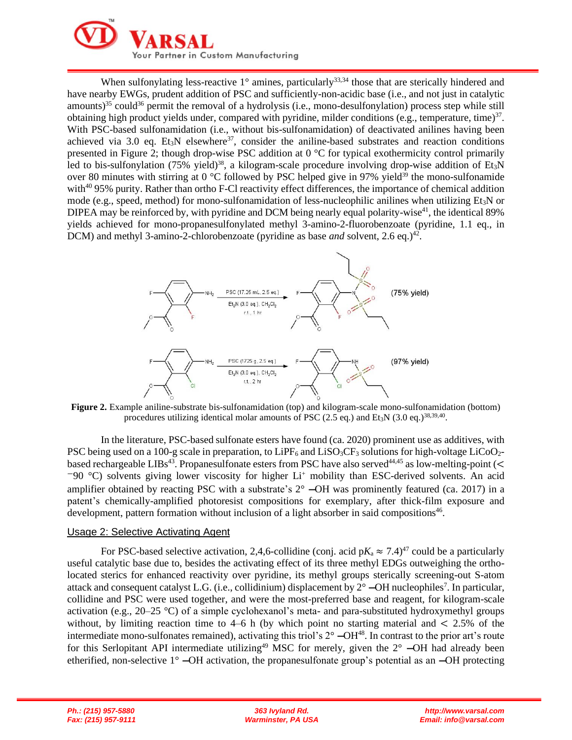When sulfonylating less-reactive 1° amines, particularly[33,34] those that are sterically hindered and have nearby EWGs, prudent addition of PSC and sufficiently-non-acidic base (i.e., and not just in catalytic amounts)[35] could[36] permit the removal of a hydrolysis (i.e., mono-desulfonylation) process step while still obtaining high product yields under, compared with pyridine, milder conditions (e.g., temperature, time)[37]. With PSC-based sulfonamidation (i.e., without bis-sulfonamidation) of deactivated anilines having been achieved via 3.0 eq. $Et_3N$ elsewhere[37], consider the aniline-based substrates and reaction conditions presented in Figure 2; though drop-wise PSC addition at 0 °C for typical exothermicity control primarily led to bis-sulfonylation (75% yield)[38], a kilogram-scale procedure involving drop-wise addition of $Et_3N$ over 80 minutes with stirring at 0 °C followed by PSC helped give in 97% yield[39] the mono-sulfonamide with[40] 95% purity. Rather than ortho F-Cl reactivity effect differences, the importance of chemical addition mode (e.g., speed, method) for mono-sulfonamidation of less-nucleophilic anilines when utilizing $Et_3N$ or DIPEA may be reinforced by, with pyridine and DCM being nearly equal polarity-wise[41], the identical 89% yields achieved for mono-propanesulfonylated methyl 3-amino-2-fluorobenzoate (pyridine, 1.1 eq., in DCM) and methyl 3-amino-2-chlorobenzoate (pyridine as base *and* solvent, 2.6 eq.)[42].

**Figure 2.** Example aniline-substrate bis-sulfonamidation (top) and kilogram-scale mono-sulfonamidation (bottom) procedures utilizing identical molar amounts of PSC (2.5 eq.) and $Et_3N$ (3.0 eq.)[38,39,40].

In the literature, PSC-based sulfonate esters have found (ca. 2020) prominent use as additives, with PSC being used on a 100-g scale in preparation, to $LiPF_6$ and $LiSO_3CF_3$ solutions for high-voltage $LiCoO_2$-based rechargeable LIBs[43]. Propanesulfonate esters from PSC have also served[44,45] as low-melting-point (< −90 °C) solvents giving lower viscosity for higher $Li^+$ mobility than ESC-derived solvents. An acid amplifier obtained by reacting PSC with a substrate's 2° –OH was prominently featured (ca. 2017) in a patent's chemically-amplified photoresist compositions for exemplary, after thick-film exposure and development, pattern formation without inclusion of a light absorber in said compositions[46].

## Usage 2: Selective Activating Agent

For PSC-based selective activation, 2,4,6-collidine (conj. acid $pK_a \approx 7.4$)[47] could be a particularly useful catalytic base due to, besides the activating effect of its three methyl EDGs outweighing the ortho-located sterics for enhanced reactivity over pyridine, its methyl groups sterically screening-out S-atom attack and consequent catalyst L.G. (i.e., collidinium) displacement by 2° –OH nucleophiles[7]. In particular, collidine and PSC were used together, and were the most-preferred base and reagent, for kilogram-scale activation (e.g., 20–25 °C) of a simple cyclohexanol's meta- and para-substituted hydroxymethyl groups without, by limiting reaction time to 4–6 h (by which point no starting material and < 2.5% of the intermediate mono-sulfonates remained), activating this triol's 2° –OH[48]. In contrast to the prior art's route for this Serlopitant API intermediate utilizing[49] MSC for merely, given the 2° –OH had already been etherified, non-selective 1° –OH activation, the propanesulfonate group's potential as an –OH protecting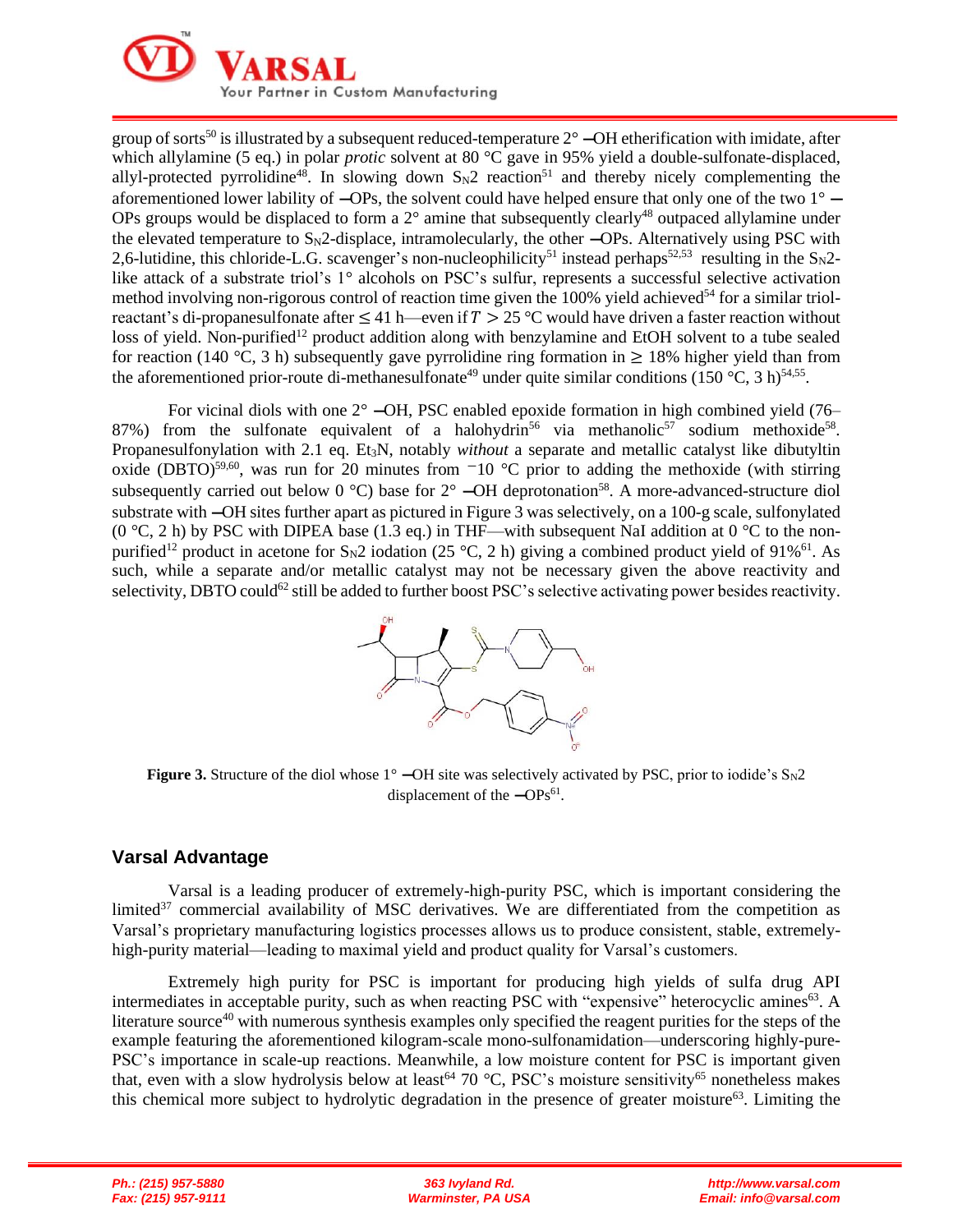group of sorts[50] is illustrated by a subsequent reduced-temperature 2° ‒OH etherification with imidate, after which allylamine (5 eq.) in polar *protic* solvent at 80 °C gave in 95% yield a double-sulfonate-displaced, allyl-protected pyrrolidine[48]. In slowing down $S_N2$ reaction[51] and thereby nicely complementing the aforementioned lower lability of ‒OPs, the solvent could have helped ensure that only one of the two 1° ‒OPs groups would be displaced to form a 2° amine that subsequently clearly[48] outpaced allylamine under the elevated temperature to $S_N2$-displace, intramolecularly, the other ‒OPs. Alternatively using PSC with 2,6-lutidine, this chloride-L.G. scavenger's non-nucleophilicity[51] instead perhaps[52,53] resulting in the $S_N2$-like attack of a substrate triol's 1° alcohols on PSC's sulfur, represents a successful selective activation method involving non-rigorous control of reaction time given the 100% yield achieved[54] for a similar triol-reactant's di-propanesulfonate after ≤ 41 h—even if $T > 25$ °C would have driven a faster reaction without loss of yield. Non-purified[12] product addition along with benzylamine and EtOH solvent to a tube sealed for reaction (140 °C, 3 h) subsequently gave pyrrolidine ring formation in ≥ 18% higher yield than from the aforementioned prior-route di-methanesulfonate[49] under quite similar conditions (150 °C, 3 h)[54,55].

For vicinal diols with one 2° ‒OH, PSC enabled epoxide formation in high combined yield (76–87%) from the sulfonate equivalent of a halohydrin[56] via methanolic[57] sodium methoxide[58]. Propanesulfonylation with 2.1 eq. $Et_3N$, notably *without* a separate and metallic catalyst like dibutyltin oxide (DBTO)[59,60], was run for 20 minutes from −10 °C prior to adding the methoxide (with stirring subsequently carried out below 0 °C) base for 2° ‒OH deprotonation[58]. A more-advanced-structure diol substrate with ‒OH sites further apart as pictured in Figure 3 was selectively, on a 100-g scale, sulfonylated (0 °C, 2 h) by PSC with DIPEA base (1.3 eq.) in THF—with subsequent NaI addition at 0 °C to the non-purified[12] product in acetone for $S_N2$ iodation (25 °C, 2 h) giving a combined product yield of 91%[61]. As such, while a separate and/or metallic catalyst may not be necessary given the above reactivity and selectivity, DBTO could[62] still be added to further boost PSC's selective activating power besides reactivity.

**Figure 3.** Structure of the diol whose 1° ‒OH site was selectively activated by PSC, prior to iodide's $S_N2$ displacement of the ‒OPs[61].

## Varsal Advantage

Varsal is a leading producer of extremely-high-purity PSC, which is important considering the limited[37] commercial availability of MSC derivatives. We are differentiated from the competition as Varsal's proprietary manufacturing logistics processes allows us to produce consistent, stable, extremely-high-purity material—leading to maximal yield and product quality for Varsal's customers.

Extremely high purity for PSC is important for producing high yields of sulfa drug API intermediates in acceptable purity, such as when reacting PSC with "expensive" heterocyclic amines[63]. A literature source[40] with numerous synthesis examples only specified the reagent purities for the steps of the example featuring the aforementioned kilogram-scale mono-sulfonamidation—underscoring highly-pure-PSC's importance in scale-up reactions. Meanwhile, a low moisture content for PSC is important given that, even with a slow hydrolysis below at least[64] 70 °C, PSC's moisture sensitivity[65] nonetheless makes this chemical more subject to hydrolytic degradation in the presence of greater moisture[63]. Limiting the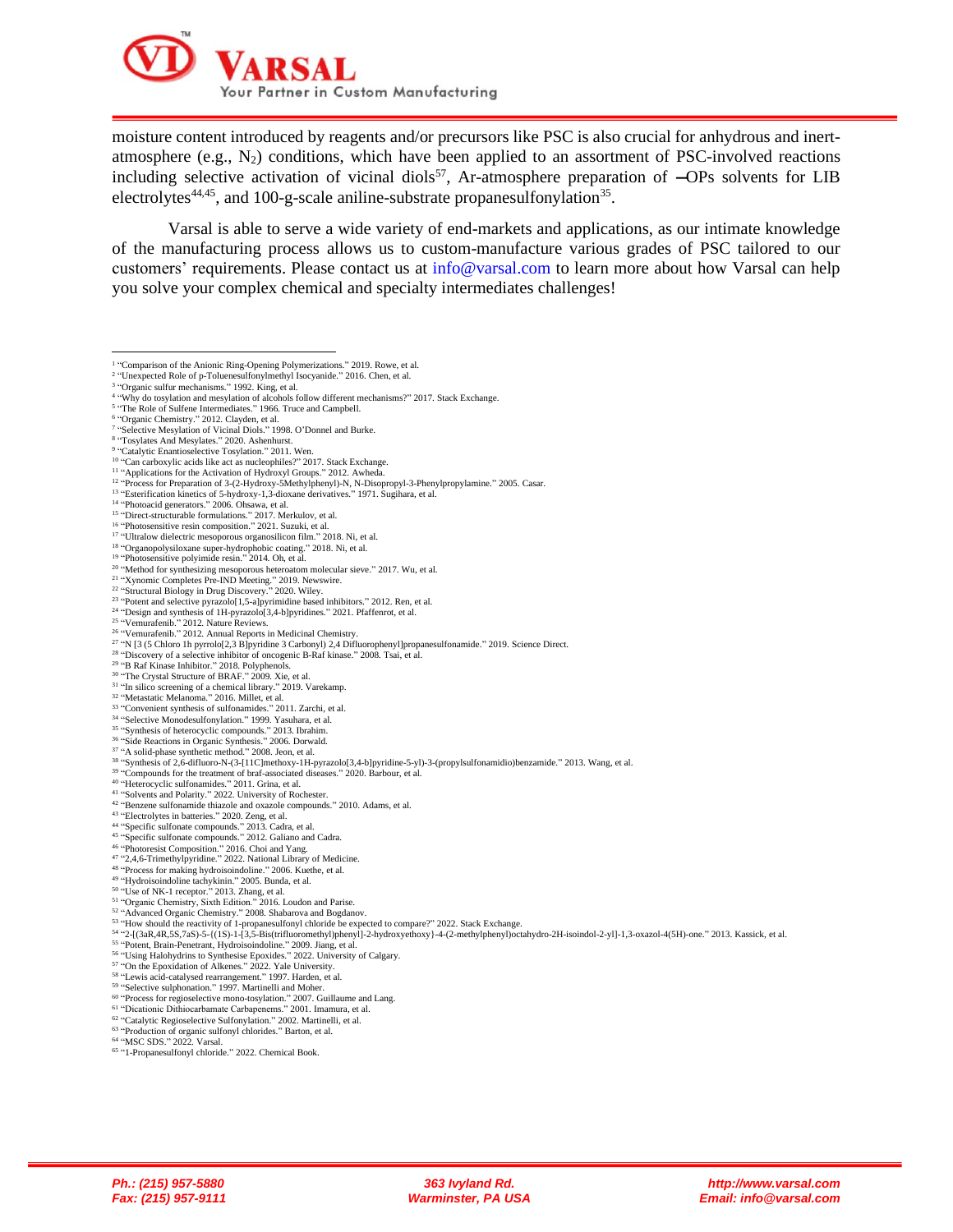moisture content introduced by reagents and/or precursors like PSC is also crucial for anhydrous and inert-atmosphere (e.g., $N_2$) conditions, which have been applied to an assortment of PSC-involved reactions including selective activation of vicinal diols[57], Ar-atmosphere preparation of –OPs solvents for LIB electrolytes[44,45], and 100-g-scale aniline-substrate propanesulfonylation[35].

Varsal is able to serve a wide variety of end-markets and applications, as our intimate knowledge of the manufacturing process allows us to custom-manufacture various grades of PSC tailored to our customers' requirements. Please contact us at info@varsal.com to learn more about how Varsal can help you solve your complex chemical and specialty intermediates challenges!

---

[1] "Comparison of the Anionic Ring-Opening Polymerizations." 2019. Rowe, et al.
[2] "Unexpected Role of p-Toluenesulfonylmethyl Isocyanide." 2016. Chen, et al.
[3] "Organic sulfur mechanisms." 1992. King, et al.
[4] "Why do tosylation and mesylation of alcohols follow different mechanisms?" 2017. Stack Exchange.
[5] "The Role of Sulfene Intermediates." 1966. Truce and Campbell.
[6] "Organic Chemistry." 2012. Clayden, et al.
[7] "Selective Mesylation of Vicinal Diols." 1998. O'Donnel and Burke.
[8] "Tosylates And Mesylates." 2020. Ashenhurst.
[9] "Catalytic Enantioselective Tosylation." 2011. Wen.
[10] "Can carboxylic acids like act as nucleophiles?" 2017. Stack Exchange.
[11] "Applications for the Activation of Hydroxyl Groups." 2012. Awheda.
[12] "Process for Preparation of 3-(2-Hydroxy-5Methylphenyl)-N, N-Disopropyl-3-Phenylpropylamine." 2005. Casar.
[13] "Esterification kinetics of 5-hydroxy-1,3-dioxane derivatives." 1971. Sugihara, et al.
[14] "Photoacid generators." 2006. Ohsawa, et al.
[15] "Direct-structurable formulations." 2017. Merkulov, et al.
[16] "Photosensitive resin composition." 2021. Suzuki, et al.
[17] "Ultralow dielectric mesoporous organosilicon film." 2018. Ni, et al.
[18] "Organopolysiloxane super-hydrophobic coating." 2018. Ni, et al.
[19] "Photosensitive polyimide resin." 2014. Oh, et al.
[20] "Method for synthesizing mesoporous heteroatom molecular sieve." 2017. Wu, et al.
[21] "Xynomic Completes Pre-IND Meeting." 2019. Newswire.
[22] "Structural Biology in Drug Discovery." 2020. Wiley.
[23] "Potent and selective pyrazolo[1,5-a]pyrimidine based inhibitors." 2012. Ren, et al.
[24] "Design and synthesis of 1H-pyrazolo[3,4-b]pyridines." 2021. Pfaffenrot, et al.
[25] "Vemurafenib." 2012. Nature Reviews.
[26] "Vemurafenib." 2012. Annual Reports in Medicinal Chemistry.
[27] "N [3 (5 Chloro 1h pyrrolo[2,3 B]pyridine 3 Carbonyl) 2,4 Difluorophenyl]propanesulfonamide." 2019. Science Direct.
[28] "Discovery of a selective inhibitor of oncogenic B-Raf kinase." 2008. Tsai, et al.
[29] "B Raf Kinase Inhibitor." 2018. Polyphenols.
[30] "The Crystal Structure of BRAF." 2009. Xie, et al.
[31] "In silico screening of a chemical library." 2019. Varekamp.
[32] "Metastatic Melanoma." 2016. Millet, et al.
[33] "Convenient synthesis of sulfonamides." 2011. Zarchi, et al.
[34] "Selective Monodesulfonylation." 1999. Yasuhara, et al.
[35] "Synthesis of heterocyclic compounds." 2013. Ibrahim.
[36] "Side Reactions in Organic Synthesis." 2006. Dorwald.
[37] "A solid-phase synthetic method." 2008. Jeon, et al.
[38] "Synthesis of 2,6-difluoro-N-(3-[11C]methoxy-1H-pyrazolo[3,4-b]pyridine-5-yl)-3-(propylsulfonamidio)benzamide." 2013. Wang, et al.
[39] "Compounds for the treatment of braf-associated diseases." 2020. Barbour, et al.
[40] "Heterocyclic sulfonamides." 2011. Grina, et al.
[41] "Solvents and Polarity." 2022. University of Rochester.
[42] "Benzene sulfonamide thiazole and oxazole compounds." 2010. Adams, et al.
[43] "Electrolytes in batteries." 2020. Zeng, et al.
[44] "Specific sulfonate compounds." 2013. Cadra, et al.
[45] "Specific sulfonate compounds." 2012. Galiano and Cadra.
[46] "Photoresist Composition." 2016. Choi and Yang.
[47] "2,4,6-Trimethylpyridine." 2022. National Library of Medicine.
[48] "Process for making hydroisoindoline." 2006. Kuethe, et al.
[49] "Hydroisoindoline tachykinin." 2005. Bunda, et al.
[50] "Use of NK-1 receptor." 2013. Zhang, et al.
[51] "Organic Chemistry, Sixth Edition." 2016. Loudon and Parise.
[52] "Advanced Organic Chemistry." 2008. Shabarova and Bogdanov.
[53] "How should the reactivity of 1-propanesulfonyl chloride be expected to compare?" 2022. Stack Exchange.
[54] "2-[(3aR,4R,5S,7aS)-5-{(1S)-1-[3,5-Bis(trifluoromethyl)phenyl]-2-hydroxyethoxy}-4-(2-methylphenyl)octahydro-2H-isoindol-2-yl]-1,3-oxazol-4(5H)-one." 2013. Kassick, et al.
[55] "Potent, Brain-Penetrant, Hydroisoindoline." 2009. Jiang, et al.
[56] "Using Halohydrins to Synthesise Epoxides." 2022. University of Calgary.
[57] "On the Epoxidation of Alkenes." 2022. Yale University.
[58] "Lewis acid-catalysed rearrangement." 1997. Harden, et al.
[59] "Selective sulphonation." 1997. Martinelli and Moher.
[60] "Process for regioselective mono-tosylation." 2007. Guillaume and Lang.
[61] "Dicationic Dithiocarbamate Carbapenems." 2001. Imamura, et al.
[62] "Catalytic Regioselective Sulfonylation." 2002. Martinelli, et al.
[63] "Production of organic sulfonyl chlorides." Barton, et al.
[64] "MSC SDS." 2022. Varsal.
[65] "1-Propanesulfonyl chloride." 2022. Chemical Book.